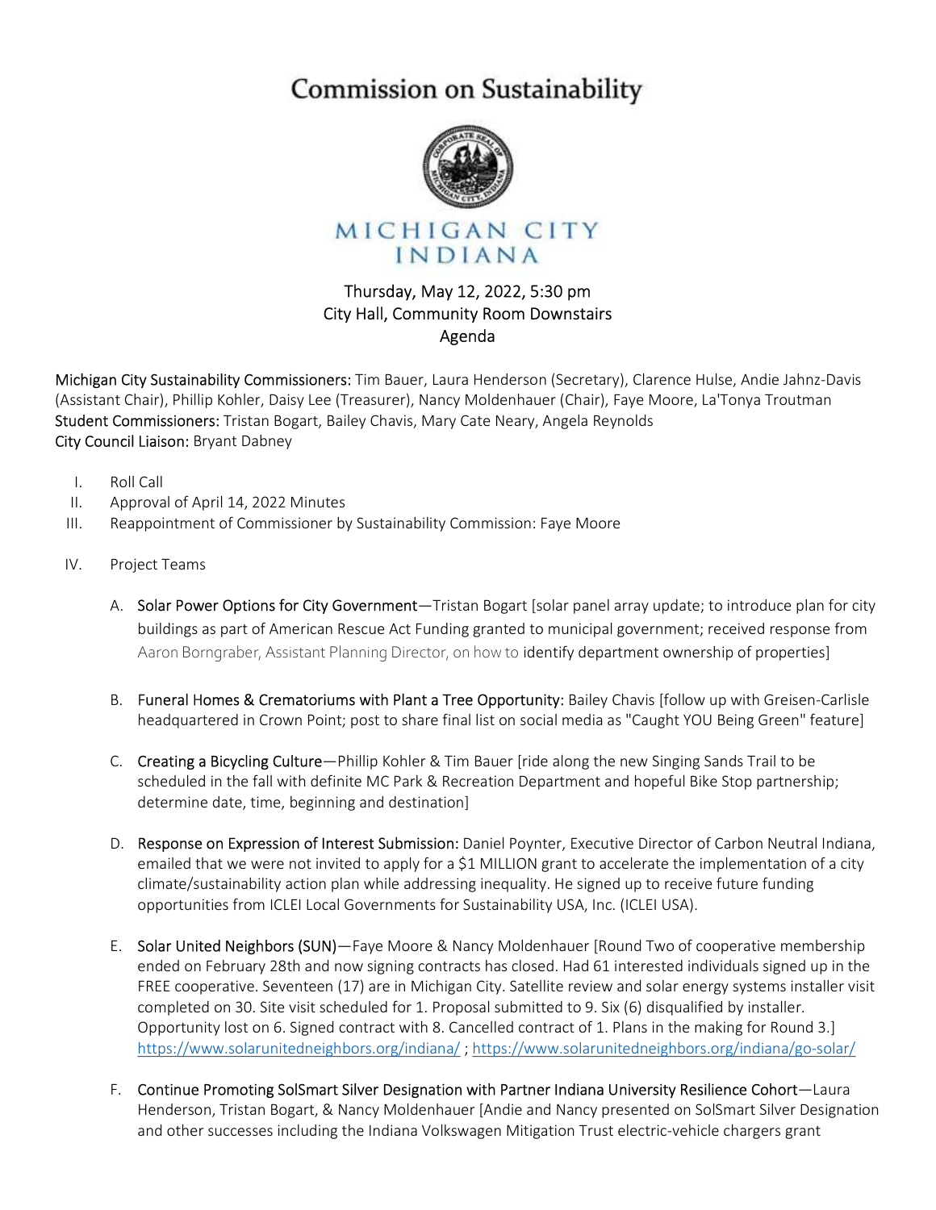# Commission on Sustainability

MICHIGAN CITY
INDIANA

Thursday, May 12, 2022, 5:30 pm
City Hall, Community Room Downstairs
Agenda

**Michigan City Sustainability Commissioners:** Tim Bauer, Laura Henderson (Secretary), Clarence Hulse, Andie Jahnz-Davis (Assistant Chair), Phillip Kohler, Daisy Lee (Treasurer), Nancy Moldenhauer (Chair), Faye Moore, La'Tonya Troutman
**Student Commissioners:** Tristan Bogart, Bailey Chavis, Mary Cate Neary, Angela Reynolds
**City Council Liaison:** Bryant Dabney

I. Roll Call
II. Approval of April 14, 2022 Minutes
III. Reappointment of Commissioner by Sustainability Commission: Faye Moore
IV. Project Teams

A. Solar Power Options for City Government—Tristan Bogart [solar panel array update; to introduce plan for city buildings as part of American Rescue Act Funding granted to municipal government; received response from Aaron Borngraber, Assistant Planning Director, on how to identify department ownership of properties]

B. Funeral Homes & Crematoriums with Plant a Tree Opportunity: Bailey Chavis [follow up with Greisen-Carlisle headquartered in Crown Point; post to share final list on social media as "Caught YOU Being Green" feature]

C. Creating a Bicycling Culture—Phillip Kohler & Tim Bauer [ride along the new Singing Sands Trail to be scheduled in the fall with definite MC Park & Recreation Department and hopeful Bike Stop partnership; determine date, time, beginning and destination]

D. Response on Expression of Interest Submission: Daniel Poynter, Executive Director of Carbon Neutral Indiana, emailed that we were not invited to apply for a $1 MILLION grant to accelerate the implementation of a city climate/sustainability action plan while addressing inequality. He signed up to receive future funding opportunities from ICLEI Local Governments for Sustainability USA, Inc. (ICLEI USA).

E. Solar United Neighbors (SUN)—Faye Moore & Nancy Moldenhauer [Round Two of cooperative membership ended on February 28th and now signing contracts has closed. Had 61 interested individuals signed up in the FREE cooperative. Seventeen (17) are in Michigan City. Satellite review and solar energy systems installer visit completed on 30. Site visit scheduled for 1. Proposal submitted to 9. Six (6) disqualified by installer. Opportunity lost on 6. Signed contract with 8. Cancelled contract of 1. Plans in the making for Round 3.] https://www.solarunitedneighbors.org/indiana/ ; https://www.solarunitedneighbors.org/indiana/go-solar/

F. Continue Promoting SolSmart Silver Designation with Partner Indiana University Resilience Cohort—Laura Henderson, Tristan Bogart, & Nancy Moldenhauer [Andie and Nancy presented on SolSmart Silver Designation and other successes including the Indiana Volkswagen Mitigation Trust electric-vehicle chargers grant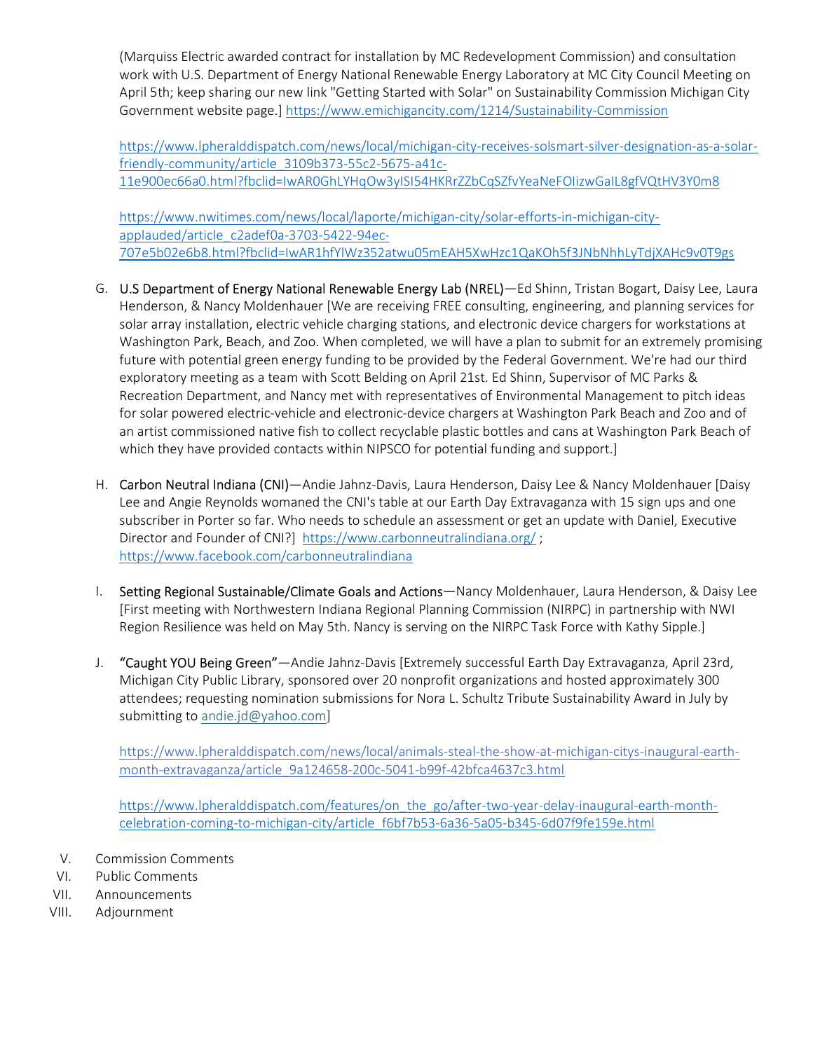(Marquiss Electric awarded contract for installation by MC Redevelopment Commission) and consultation work with U.S. Department of Energy National Renewable Energy Laboratory at MC City Council Meeting on April 5th; keep sharing our new link "Getting Started with Solar" on Sustainability Commission Michigan City Government website page.] https://www.emichigancity.com/1214/Sustainability-Commission

https://www.lpheralddispatch.com/news/local/michigan-city-receives-solsmart-silver-designation-as-a-solar-friendly-community/article_3109b373-55c2-5675-a41c-11e900ec66a0.html?fbclid=IwAR0GhLYHqOw3yISI54HKRrZZbCqSZfvYeaNeFOIizwGaIL8gfVQtHV3Y0m8

https://www.nwitimes.com/news/local/laporte/michigan-city/solar-efforts-in-michigan-city-applauded/article_c2adef0a-3703-5422-94ec-707e5b02e6b8.html?fbclid=IwAR1hfYlWz352atwu05mEAH5XwHzc1QaKOh5f3JNbNhhLyTdjXAHc9v0T9gs

G. U.S Department of Energy National Renewable Energy Lab (NREL)—Ed Shinn, Tristan Bogart, Daisy Lee, Laura Henderson, & Nancy Moldenhauer [We are receiving FREE consulting, engineering, and planning services for solar array installation, electric vehicle charging stations, and electronic device chargers for workstations at Washington Park, Beach, and Zoo. When completed, we will have a plan to submit for an extremely promising future with potential green energy funding to be provided by the Federal Government. We're had our third exploratory meeting as a team with Scott Belding on April 21st. Ed Shinn, Supervisor of MC Parks & Recreation Department, and Nancy met with representatives of Environmental Management to pitch ideas for solar powered electric-vehicle and electronic-device chargers at Washington Park Beach and Zoo and of an artist commissioned native fish to collect recyclable plastic bottles and cans at Washington Park Beach of which they have provided contacts within NIPSCO for potential funding and support.]

H. Carbon Neutral Indiana (CNI)—Andie Jahnz-Davis, Laura Henderson, Daisy Lee & Nancy Moldenhauer [Daisy Lee and Angie Reynolds womaned the CNI's table at our Earth Day Extravaganza with 15 sign ups and one subscriber in Porter so far. Who needs to schedule an assessment or get an update with Daniel, Executive Director and Founder of CNI?] https://www.carbonneutralindiana.org/ ; https://www.facebook.com/carbonneutralindiana

I. Setting Regional Sustainable/Climate Goals and Actions—Nancy Moldenhauer, Laura Henderson, & Daisy Lee [First meeting with Northwestern Indiana Regional Planning Commission (NIRPC) in partnership with NWI Region Resilience was held on May 5th. Nancy is serving on the NIRPC Task Force with Kathy Sipple.]

J. "Caught YOU Being Green"—Andie Jahnz-Davis [Extremely successful Earth Day Extravaganza, April 23rd, Michigan City Public Library, sponsored over 20 nonprofit organizations and hosted approximately 300 attendees; requesting nomination submissions for Nora L. Schultz Tribute Sustainability Award in July by submitting to andie.jd@yahoo.com]

https://www.lpheralddispatch.com/news/local/animals-steal-the-show-at-michigan-citys-inaugural-earth-month-extravaganza/article_9a124658-200c-5041-b99f-42bfca4637c3.html

https://www.lpheralddispatch.com/features/on_the_go/after-two-year-delay-inaugural-earth-month-celebration-coming-to-michigan-city/article_f6bf7b53-6a36-5a05-b345-6d07f9fe159e.html

V. Commission Comments
VI. Public Comments
VII. Announcements
VIII. Adjournment